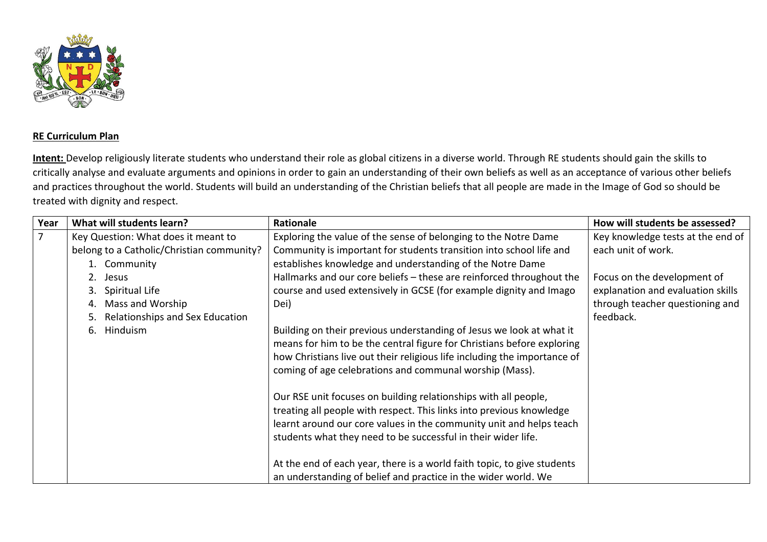**RE Curriculum Plan**

**Intent:** Develop religiously literate students who understand their role as global citizens in a diverse world. Through RE students should gain the skills to critically analyse and evaluate arguments and opinions in order to gain an understanding of their own beliefs as well as an acceptance of various other beliefs and practices throughout the world. Students will build an understanding of the Christian beliefs that all people are made in the Image of God so should be treated with dignity and respect.

| Year | What will students learn? | Rationale | How will students be assessed? |
| --- | --- | --- | --- |
| 7 | Key Question: What does it meant to belong to a Catholic/Christian community?<br>1. Community<br>2. Jesus<br>3. Spiritual Life<br>4. Mass and Worship<br>5. Relationships and Sex Education<br>6. Hinduism | Exploring the value of the sense of belonging to the Notre Dame Community is important for students transition into school life and establishes knowledge and understanding of the Notre Dame Hallmarks and our core beliefs – these are reinforced throughout the course and used extensively in GCSE (for example dignity and Imago Dei)<br><br>Building on their previous understanding of Jesus we look at what it means for him to be the central figure for Christians before exploring how Christians live out their religious life including the importance of coming of age celebrations and communal worship (Mass).<br><br>Our RSE unit focuses on building relationships with all people, treating all people with respect. This links into previous knowledge learnt around our core values in the community unit and helps teach students what they need to be successful in their wider life.<br><br>At the end of each year, there is a world faith topic, to give students an understanding of belief and practice in the wider world. We | Key knowledge tests at the end of each unit of work.<br><br>Focus on the development of explanation and evaluation skills through teacher questioning and feedback. |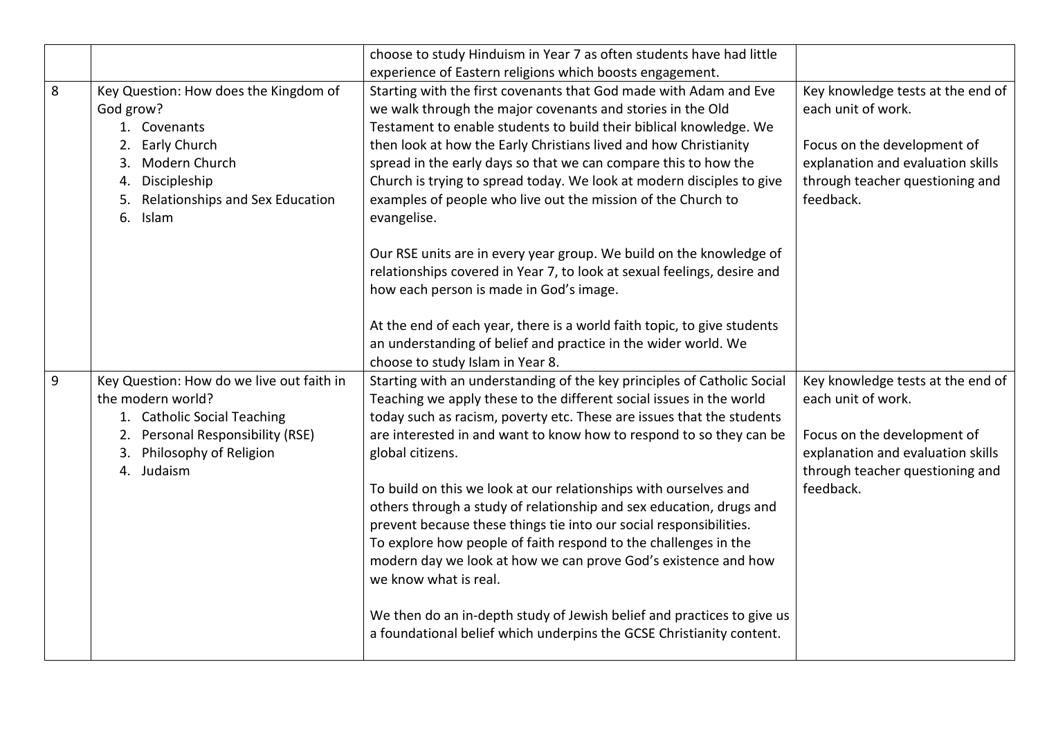| | | | |
|---|---|---|---|
| | | choose to study Hinduism in Year 7 as often students have had little experience of Eastern religions which boosts engagement. | |
| 8 | Key Question: How does the Kingdom of God grow?<br>1. Covenants<br>2. Early Church<br>3. Modern Church<br>4. Discipleship<br>5. Relationships and Sex Education<br>6. Islam | Starting with the first covenants that God made with Adam and Eve we walk through the major covenants and stories in the Old Testament to enable students to build their biblical knowledge. We then look at how the Early Christians lived and how Christianity spread in the early days so that we can compare this to how the Church is trying to spread today. We look at modern disciples to give examples of people who live out the mission of the Church to evangelise.<br><br>Our RSE units are in every year group. We build on the knowledge of relationships covered in Year 7, to look at sexual feelings, desire and how each person is made in God's image.<br><br>At the end of each year, there is a world faith topic, to give students an understanding of belief and practice in the wider world. We choose to study Islam in Year 8. | Key knowledge tests at the end of each unit of work.<br><br>Focus on the development of explanation and evaluation skills through teacher questioning and feedback. |
| 9 | Key Question: How do we live out faith in the modern world?<br>1. Catholic Social Teaching<br>2. Personal Responsibility (RSE)<br>3. Philosophy of Religion<br>4. Judaism | Starting with an understanding of the key principles of Catholic Social Teaching we apply these to the different social issues in the world today such as racism, poverty etc. These are issues that the students are interested in and want to know how to respond to so they can be global citizens.<br><br>To build on this we look at our relationships with ourselves and others through a study of relationship and sex education, drugs and prevent because these things tie into our social responsibilities. To explore how people of faith respond to the challenges in the modern day we look at how we can prove God's existence and how we know what is real.<br><br>We then do an in-depth study of Jewish belief and practices to give us a foundational belief which underpins the GCSE Christianity content. | Key knowledge tests at the end of each unit of work.<br><br>Focus on the development of explanation and evaluation skills through teacher questioning and feedback. |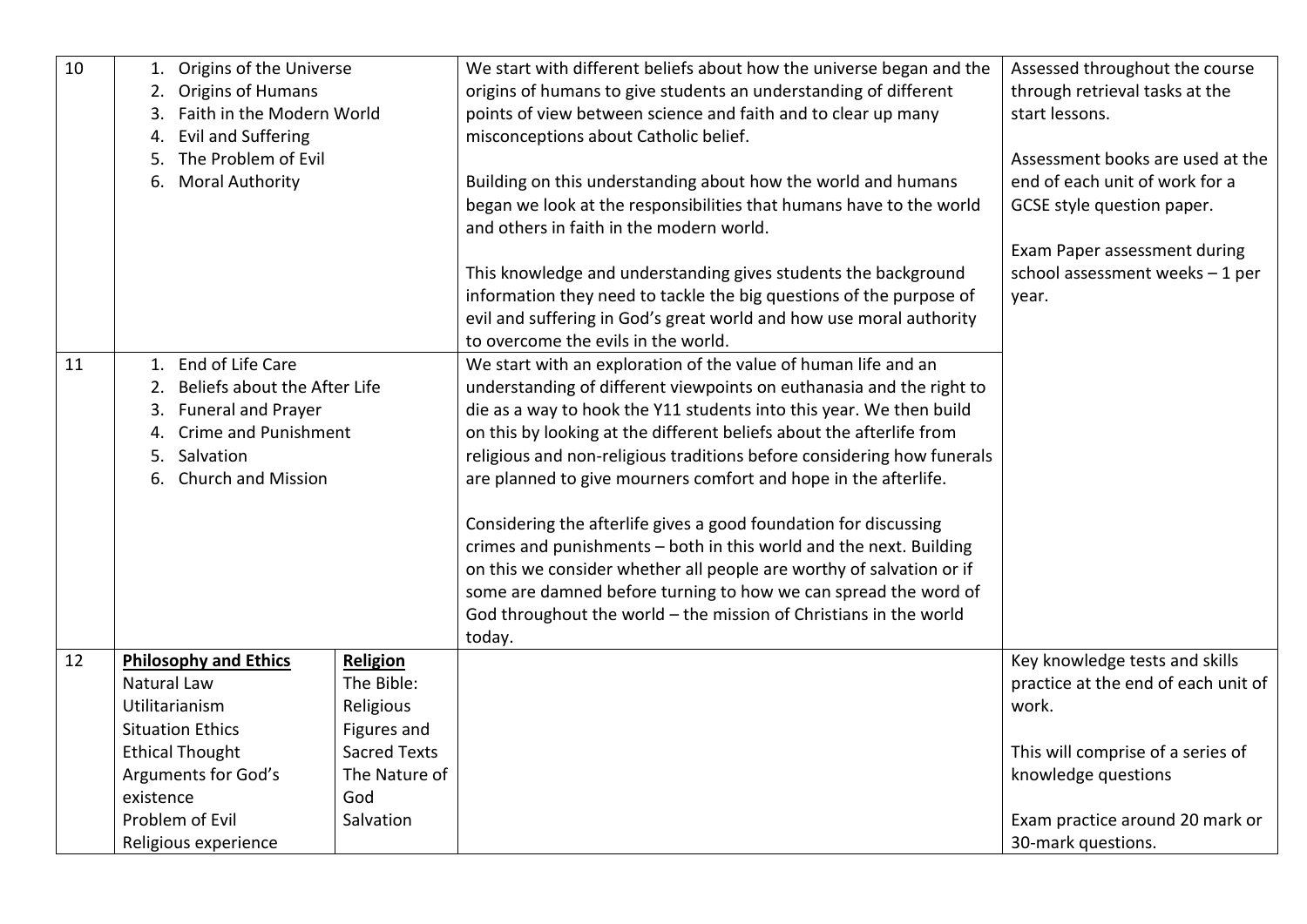| 10 | 1. Origins of the Universe<br>2. Origins of Humans<br>3. Faith in the Modern World<br>4. Evil and Suffering<br>5. The Problem of Evil<br>6. Moral Authority | | We start with different beliefs about how the universe began and the origins of humans to give students an understanding of different points of view between science and faith and to clear up many misconceptions about Catholic belief.<br><br>Building on this understanding about how the world and humans began we look at the responsibilities that humans have to the world and others in faith in the modern world.<br><br>This knowledge and understanding gives students the background information they need to tackle the big questions of the purpose of evil and suffering in God's great world and how use moral authority to overcome the evils in the world. | Assessed throughout the course through retrieval tasks at the start lessons.<br><br>Assessment books are used at the end of each unit of work for a GCSE style question paper.<br><br>Exam Paper assessment during school assessment weeks – 1 per year. |
|---|---|---|---|---|
| 11 | 1. End of Life Care<br>2. Beliefs about the After Life<br>3. Funeral and Prayer<br>4. Crime and Punishment<br>5. Salvation<br>6. Church and Mission | | We start with an exploration of the value of human life and an understanding of different viewpoints on euthanasia and the right to die as a way to hook the Y11 students into this year. We then build on this by looking at the different beliefs about the afterlife from religious and non-religious traditions before considering how funerals are planned to give mourners comfort and hope in the afterlife.<br><br>Considering the afterlife gives a good foundation for discussing crimes and punishments – both in this world and the next. Building on this we consider whether all people are worthy of salvation or if some are damned before turning to how we can spread the word of God throughout the world – the mission of Christians in the world today. | |
| 12 | **Philosophy and Ethics**<br>Natural Law<br>Utilitarianism<br>Situation Ethics<br>Ethical Thought<br>Arguments for God's existence<br>Problem of Evil<br>Religious experience | **Religion**<br>The Bible: Religious Figures and Sacred Texts<br>The Nature of God<br>Salvation | | Key knowledge tests and skills practice at the end of each unit of work.<br><br>This will comprise of a series of knowledge questions<br><br>Exam practice around 20 mark or 30-mark questions. |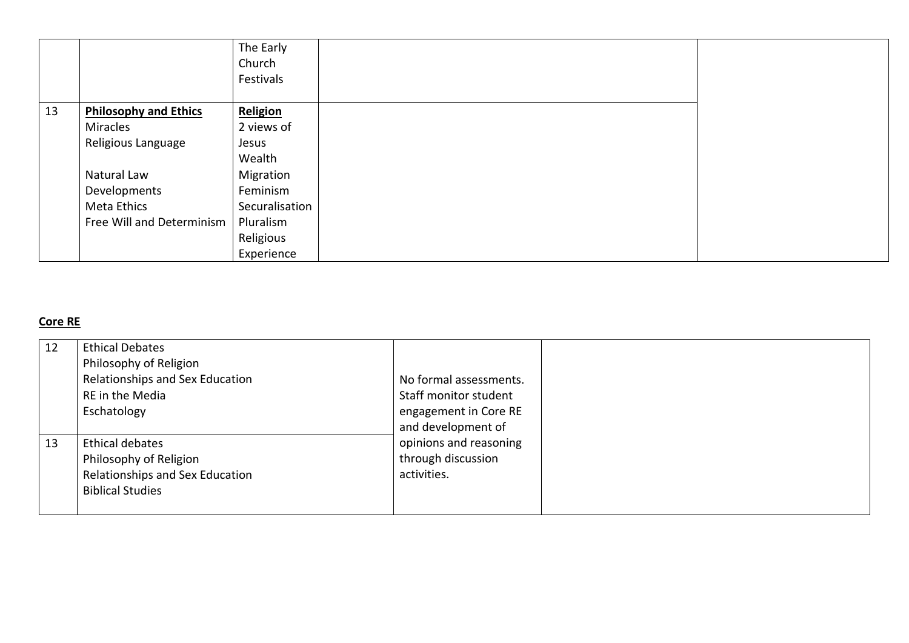| | | | | |
|---|---|---|---|---|
| | | The Early Church<br>Festivals | | |
| 13 | **Philosophy and Ethics**<br>Miracles<br>Religious Language<br><br>Natural Law<br>Developments<br>Meta Ethics<br>Free Will and Determinism | **Religion**<br>2 views of Jesus<br>Wealth<br>Migration<br>Feminism<br>Securalisation<br>Pluralism<br>Religious Experience | | |

**Core RE**

| | | | |
|---|---|---|---|
| 12 | Ethical Debates<br>Philosophy of Religion<br>Relationships and Sex Education<br>RE in the Media<br>Eschatology | No formal assessments. Staff monitor student engagement in Core RE and development of opinions and reasoning through discussion activities. | |
| 13 | Ethical debates<br>Philosophy of Religion<br>Relationships and Sex Education<br>Biblical Studies | | |